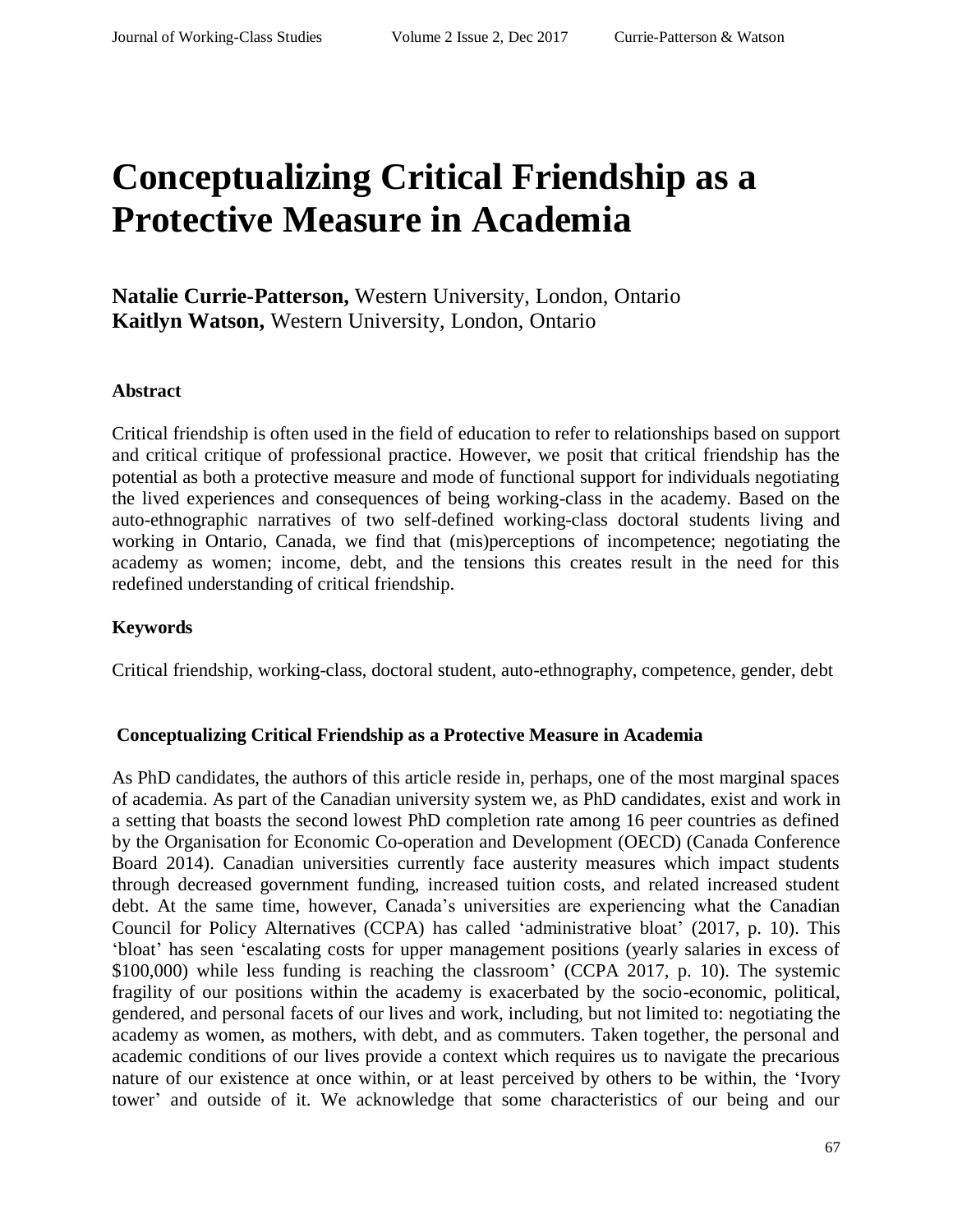# Conceptualizing Critical Friendship as a Protective Measure in Academia

**Natalie Currie-Patterson,** Western University, London, Ontario
**Kaitlyn Watson,** Western University, London, Ontario

### Abstract

Critical friendship is often used in the field of education to refer to relationships based on support and critical critique of professional practice. However, we posit that critical friendship has the potential as both a protective measure and mode of functional support for individuals negotiating the lived experiences and consequences of being working-class in the academy. Based on the auto-ethnographic narratives of two self-defined working-class doctoral students living and working in Ontario, Canada, we find that (mis)perceptions of incompetence; negotiating the academy as women; income, debt, and the tensions this creates result in the need for this redefined understanding of critical friendship.

### Keywords

Critical friendship, working-class, doctoral student, auto-ethnography, competence, gender, debt

### Conceptualizing Critical Friendship as a Protective Measure in Academia

As PhD candidates, the authors of this article reside in, perhaps, one of the most marginal spaces of academia. As part of the Canadian university system we, as PhD candidates, exist and work in a setting that boasts the second lowest PhD completion rate among 16 peer countries as defined by the Organisation for Economic Co-operation and Development (OECD) (Canada Conference Board 2014). Canadian universities currently face austerity measures which impact students through decreased government funding, increased tuition costs, and related increased student debt. At the same time, however, Canada's universities are experiencing what the Canadian Council for Policy Alternatives (CCPA) has called 'administrative bloat' (2017, p. 10). This 'bloat' has seen 'escalating costs for upper management positions (yearly salaries in excess of $100,000) while less funding is reaching the classroom' (CCPA 2017, p. 10). The systemic fragility of our positions within the academy is exacerbated by the socio-economic, political, gendered, and personal facets of our lives and work, including, but not limited to: negotiating the academy as women, as mothers, with debt, and as commuters. Taken together, the personal and academic conditions of our lives provide a context which requires us to navigate the precarious nature of our existence at once within, or at least perceived by others to be within, the 'Ivory tower' and outside of it. We acknowledge that some characteristics of our being and our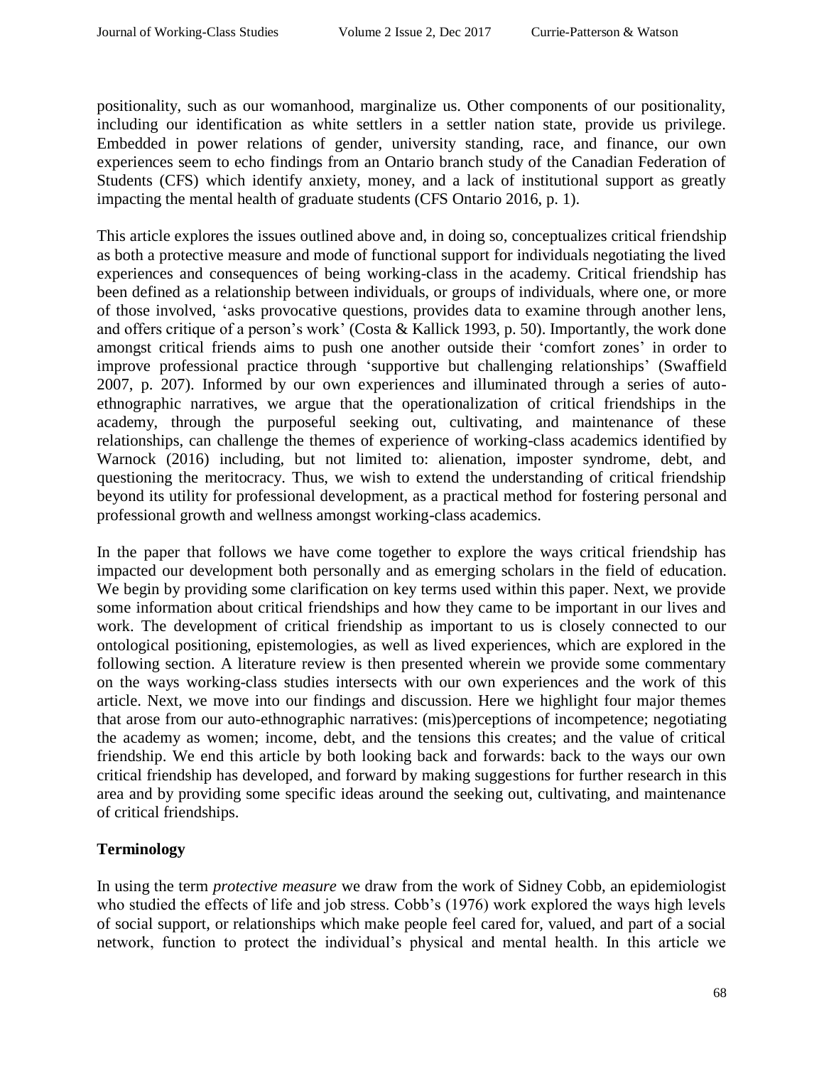positionality, such as our womanhood, marginalize us. Other components of our positionality, including our identification as white settlers in a settler nation state, provide us privilege. Embedded in power relations of gender, university standing, race, and finance, our own experiences seem to echo findings from an Ontario branch study of the Canadian Federation of Students (CFS) which identify anxiety, money, and a lack of institutional support as greatly impacting the mental health of graduate students (CFS Ontario 2016, p. 1).

This article explores the issues outlined above and, in doing so, conceptualizes critical friendship as both a protective measure and mode of functional support for individuals negotiating the lived experiences and consequences of being working-class in the academy. Critical friendship has been defined as a relationship between individuals, or groups of individuals, where one, or more of those involved, 'asks provocative questions, provides data to examine through another lens, and offers critique of a person's work' (Costa & Kallick 1993, p. 50). Importantly, the work done amongst critical friends aims to push one another outside their 'comfort zones' in order to improve professional practice through 'supportive but challenging relationships' (Swaffield 2007, p. 207). Informed by our own experiences and illuminated through a series of auto-ethnographic narratives, we argue that the operationalization of critical friendships in the academy, through the purposeful seeking out, cultivating, and maintenance of these relationships, can challenge the themes of experience of working-class academics identified by Warnock (2016) including, but not limited to: alienation, imposter syndrome, debt, and questioning the meritocracy. Thus, we wish to extend the understanding of critical friendship beyond its utility for professional development, as a practical method for fostering personal and professional growth and wellness amongst working-class academics.

In the paper that follows we have come together to explore the ways critical friendship has impacted our development both personally and as emerging scholars in the field of education. We begin by providing some clarification on key terms used within this paper. Next, we provide some information about critical friendships and how they came to be important in our lives and work. The development of critical friendship as important to us is closely connected to our ontological positioning, epistemologies, as well as lived experiences, which are explored in the following section. A literature review is then presented wherein we provide some commentary on the ways working-class studies intersects with our own experiences and the work of this article. Next, we move into our findings and discussion. Here we highlight four major themes that arose from our auto-ethnographic narratives: (mis)perceptions of incompetence; negotiating the academy as women; income, debt, and the tensions this creates; and the value of critical friendship. We end this article by both looking back and forwards: back to the ways our own critical friendship has developed, and forward by making suggestions for further research in this area and by providing some specific ideas around the seeking out, cultivating, and maintenance of critical friendships.

## Terminology

In using the term *protective measure* we draw from the work of Sidney Cobb, an epidemiologist who studied the effects of life and job stress. Cobb's (1976) work explored the ways high levels of social support, or relationships which make people feel cared for, valued, and part of a social network, function to protect the individual's physical and mental health. In this article we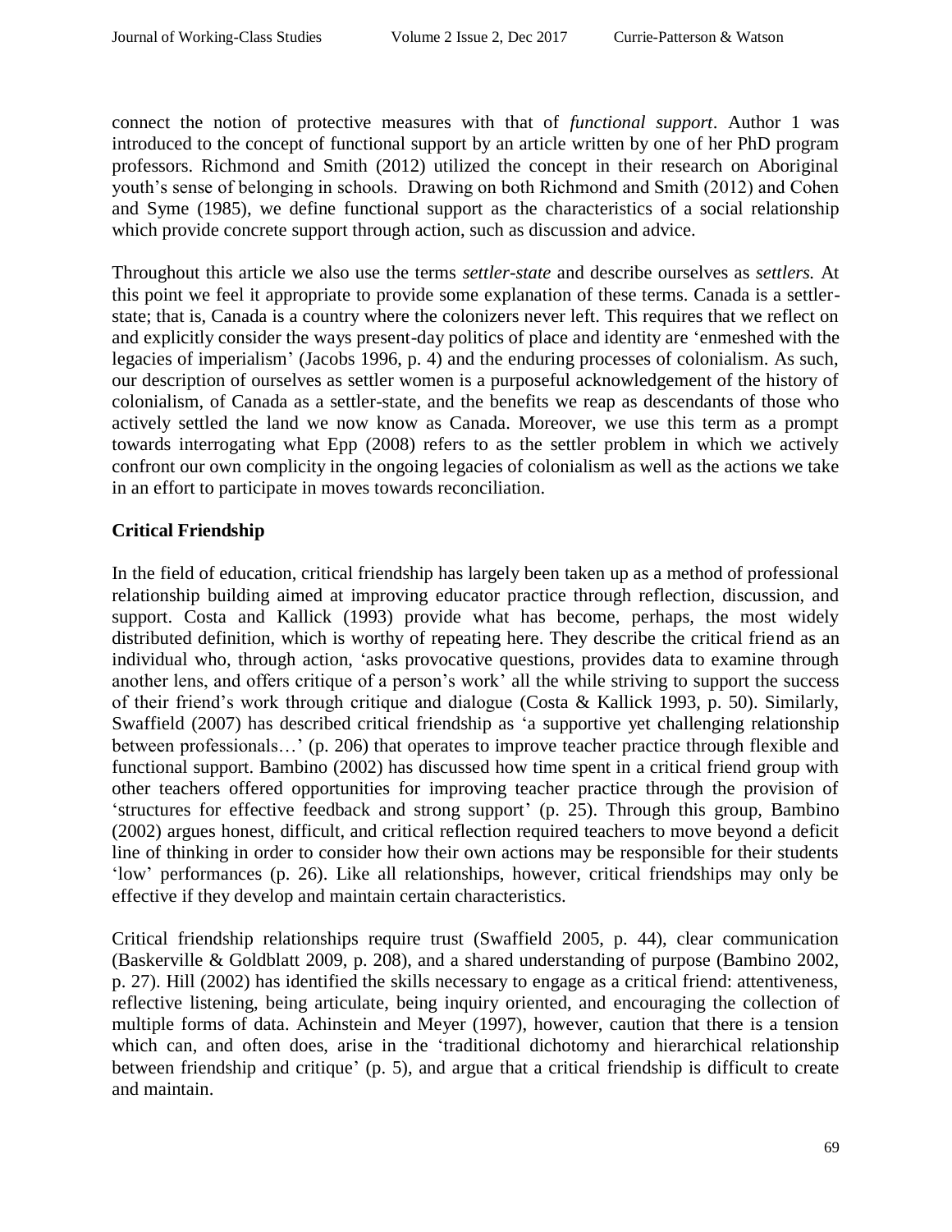connect the notion of protective measures with that of *functional support*. Author 1 was introduced to the concept of functional support by an article written by one of her PhD program professors. Richmond and Smith (2012) utilized the concept in their research on Aboriginal youth's sense of belonging in schools. Drawing on both Richmond and Smith (2012) and Cohen and Syme (1985), we define functional support as the characteristics of a social relationship which provide concrete support through action, such as discussion and advice.

Throughout this article we also use the terms *settler-state* and describe ourselves as *settlers.* At this point we feel it appropriate to provide some explanation of these terms. Canada is a settler-state; that is, Canada is a country where the colonizers never left. This requires that we reflect on and explicitly consider the ways present-day politics of place and identity are 'enmeshed with the legacies of imperialism' (Jacobs 1996, p. 4) and the enduring processes of colonialism. As such, our description of ourselves as settler women is a purposeful acknowledgement of the history of colonialism, of Canada as a settler-state, and the benefits we reap as descendants of those who actively settled the land we now know as Canada. Moreover, we use this term as a prompt towards interrogating what Epp (2008) refers to as the settler problem in which we actively confront our own complicity in the ongoing legacies of colonialism as well as the actions we take in an effort to participate in moves towards reconciliation.

## Critical Friendship

In the field of education, critical friendship has largely been taken up as a method of professional relationship building aimed at improving educator practice through reflection, discussion, and support. Costa and Kallick (1993) provide what has become, perhaps, the most widely distributed definition, which is worthy of repeating here. They describe the critical friend as an individual who, through action, 'asks provocative questions, provides data to examine through another lens, and offers critique of a person's work' all the while striving to support the success of their friend's work through critique and dialogue (Costa & Kallick 1993, p. 50). Similarly, Swaffield (2007) has described critical friendship as 'a supportive yet challenging relationship between professionals…' (p. 206) that operates to improve teacher practice through flexible and functional support. Bambino (2002) has discussed how time spent in a critical friend group with other teachers offered opportunities for improving teacher practice through the provision of 'structures for effective feedback and strong support' (p. 25). Through this group, Bambino (2002) argues honest, difficult, and critical reflection required teachers to move beyond a deficit line of thinking in order to consider how their own actions may be responsible for their students 'low' performances (p. 26). Like all relationships, however, critical friendships may only be effective if they develop and maintain certain characteristics.

Critical friendship relationships require trust (Swaffield 2005, p. 44), clear communication (Baskerville & Goldblatt 2009, p. 208), and a shared understanding of purpose (Bambino 2002, p. 27). Hill (2002) has identified the skills necessary to engage as a critical friend: attentiveness, reflective listening, being articulate, being inquiry oriented, and encouraging the collection of multiple forms of data. Achinstein and Meyer (1997), however, caution that there is a tension which can, and often does, arise in the 'traditional dichotomy and hierarchical relationship between friendship and critique' (p. 5), and argue that a critical friendship is difficult to create and maintain.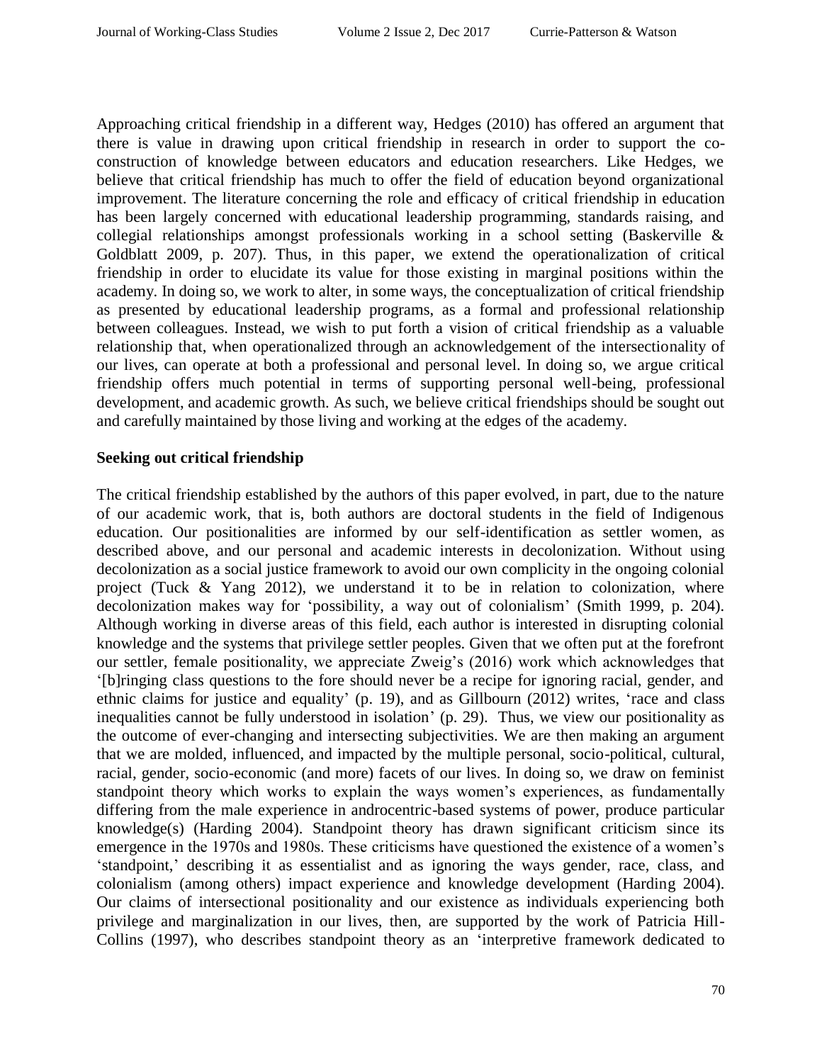Approaching critical friendship in a different way, Hedges (2010) has offered an argument that there is value in drawing upon critical friendship in research in order to support the co-construction of knowledge between educators and education researchers. Like Hedges, we believe that critical friendship has much to offer the field of education beyond organizational improvement. The literature concerning the role and efficacy of critical friendship in education has been largely concerned with educational leadership programming, standards raising, and collegial relationships amongst professionals working in a school setting (Baskerville & Goldblatt 2009, p. 207). Thus, in this paper, we extend the operationalization of critical friendship in order to elucidate its value for those existing in marginal positions within the academy. In doing so, we work to alter, in some ways, the conceptualization of critical friendship as presented by educational leadership programs, as a formal and professional relationship between colleagues. Instead, we wish to put forth a vision of critical friendship as a valuable relationship that, when operationalized through an acknowledgement of the intersectionality of our lives, can operate at both a professional and personal level. In doing so, we argue critical friendship offers much potential in terms of supporting personal well-being, professional development, and academic growth. As such, we believe critical friendships should be sought out and carefully maintained by those living and working at the edges of the academy.

**Seeking out critical friendship**

The critical friendship established by the authors of this paper evolved, in part, due to the nature of our academic work, that is, both authors are doctoral students in the field of Indigenous education. Our positionalities are informed by our self-identification as settler women, as described above, and our personal and academic interests in decolonization. Without using decolonization as a social justice framework to avoid our own complicity in the ongoing colonial project (Tuck & Yang 2012), we understand it to be in relation to colonization, where decolonization makes way for 'possibility, a way out of colonialism' (Smith 1999, p. 204). Although working in diverse areas of this field, each author is interested in disrupting colonial knowledge and the systems that privilege settler peoples. Given that we often put at the forefront our settler, female positionality, we appreciate Zweig's (2016) work which acknowledges that '[b]ringing class questions to the fore should never be a recipe for ignoring racial, gender, and ethnic claims for justice and equality' (p. 19), and as Gillbourn (2012) writes, 'race and class inequalities cannot be fully understood in isolation' (p. 29). Thus, we view our positionality as the outcome of ever-changing and intersecting subjectivities. We are then making an argument that we are molded, influenced, and impacted by the multiple personal, socio-political, cultural, racial, gender, socio-economic (and more) facets of our lives. In doing so, we draw on feminist standpoint theory which works to explain the ways women's experiences, as fundamentally differing from the male experience in androcentric-based systems of power, produce particular knowledge(s) (Harding 2004). Standpoint theory has drawn significant criticism since its emergence in the 1970s and 1980s. These criticisms have questioned the existence of a women's 'standpoint,' describing it as essentialist and as ignoring the ways gender, race, class, and colonialism (among others) impact experience and knowledge development (Harding 2004). Our claims of intersectional positionality and our existence as individuals experiencing both privilege and marginalization in our lives, then, are supported by the work of Patricia Hill-Collins (1997), who describes standpoint theory as an 'interpretive framework dedicated to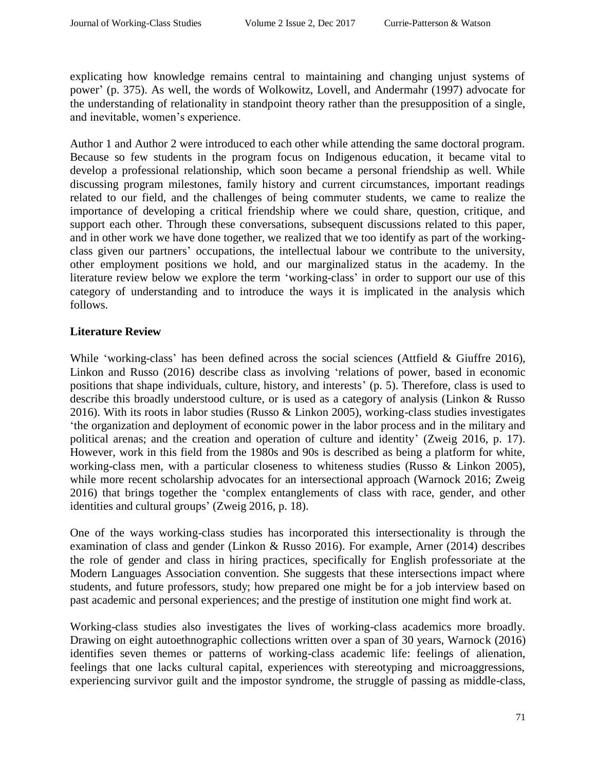explicating how knowledge remains central to maintaining and changing unjust systems of power' (p. 375). As well, the words of Wolkowitz, Lovell, and Andermahr (1997) advocate for the understanding of relationality in standpoint theory rather than the presupposition of a single, and inevitable, women's experience.

Author 1 and Author 2 were introduced to each other while attending the same doctoral program. Because so few students in the program focus on Indigenous education, it became vital to develop a professional relationship, which soon became a personal friendship as well. While discussing program milestones, family history and current circumstances, important readings related to our field, and the challenges of being commuter students, we came to realize the importance of developing a critical friendship where we could share, question, critique, and support each other. Through these conversations, subsequent discussions related to this paper, and in other work we have done together, we realized that we too identify as part of the working-class given our partners' occupations, the intellectual labour we contribute to the university, other employment positions we hold, and our marginalized status in the academy. In the literature review below we explore the term 'working-class' in order to support our use of this category of understanding and to introduce the ways it is implicated in the analysis which follows.

## Literature Review

While 'working-class' has been defined across the social sciences (Attfield & Giuffre 2016), Linkon and Russo (2016) describe class as involving 'relations of power, based in economic positions that shape individuals, culture, history, and interests' (p. 5). Therefore, class is used to describe this broadly understood culture, or is used as a category of analysis (Linkon & Russo 2016). With its roots in labor studies (Russo & Linkon 2005), working-class studies investigates 'the organization and deployment of economic power in the labor process and in the military and political arenas; and the creation and operation of culture and identity' (Zweig 2016, p. 17). However, work in this field from the 1980s and 90s is described as being a platform for white, working-class men, with a particular closeness to whiteness studies (Russo & Linkon 2005), while more recent scholarship advocates for an intersectional approach (Warnock 2016; Zweig 2016) that brings together the 'complex entanglements of class with race, gender, and other identities and cultural groups' (Zweig 2016, p. 18).

One of the ways working-class studies has incorporated this intersectionality is through the examination of class and gender (Linkon & Russo 2016). For example, Arner (2014) describes the role of gender and class in hiring practices, specifically for English professoriate at the Modern Languages Association convention. She suggests that these intersections impact where students, and future professors, study; how prepared one might be for a job interview based on past academic and personal experiences; and the prestige of institution one might find work at.

Working-class studies also investigates the lives of working-class academics more broadly. Drawing on eight autoethnographic collections written over a span of 30 years, Warnock (2016) identifies seven themes or patterns of working-class academic life: feelings of alienation, feelings that one lacks cultural capital, experiences with stereotyping and microaggressions, experiencing survivor guilt and the impostor syndrome, the struggle of passing as middle-class,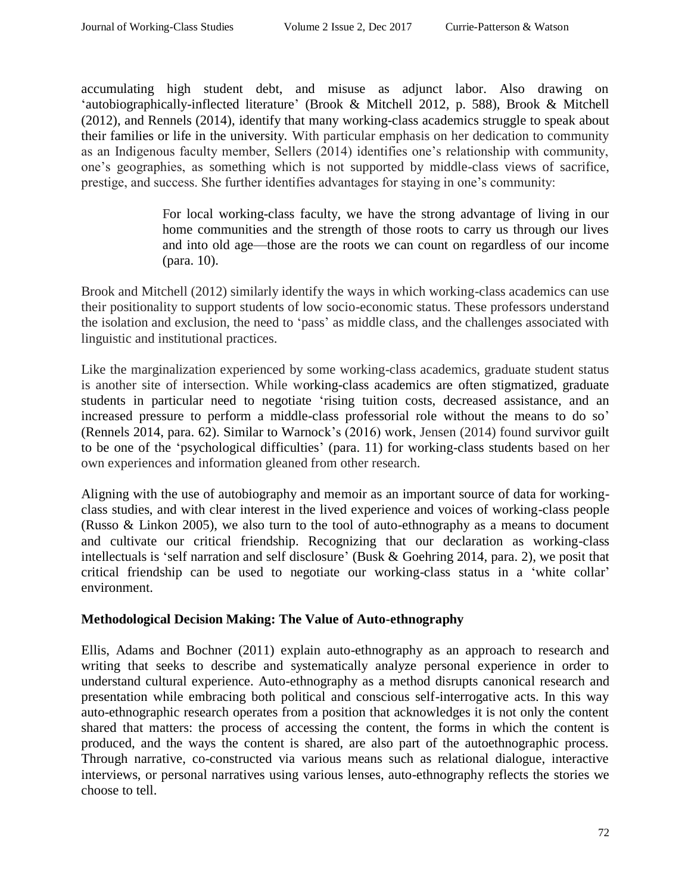accumulating high student debt, and misuse as adjunct labor. Also drawing on 'autobiographically-inflected literature' (Brook & Mitchell 2012, p. 588), Brook & Mitchell (2012), and Rennels (2014), identify that many working-class academics struggle to speak about their families or life in the university. With particular emphasis on her dedication to community as an Indigenous faculty member, Sellers (2014) identifies one's relationship with community, one's geographies, as something which is not supported by middle-class views of sacrifice, prestige, and success. She further identifies advantages for staying in one's community:

> For local working-class faculty, we have the strong advantage of living in our home communities and the strength of those roots to carry us through our lives and into old age—those are the roots we can count on regardless of our income (para. 10).

Brook and Mitchell (2012) similarly identify the ways in which working-class academics can use their positionality to support students of low socio-economic status. These professors understand the isolation and exclusion, the need to 'pass' as middle class, and the challenges associated with linguistic and institutional practices.

Like the marginalization experienced by some working-class academics, graduate student status is another site of intersection. While working-class academics are often stigmatized, graduate students in particular need to negotiate 'rising tuition costs, decreased assistance, and an increased pressure to perform a middle-class professorial role without the means to do so' (Rennels 2014, para. 62). Similar to Warnock's (2016) work, Jensen (2014) found survivor guilt to be one of the 'psychological difficulties' (para. 11) for working-class students based on her own experiences and information gleaned from other research.

Aligning with the use of autobiography and memoir as an important source of data for working-class studies, and with clear interest in the lived experience and voices of working-class people (Russo & Linkon 2005), we also turn to the tool of auto-ethnography as a means to document and cultivate our critical friendship. Recognizing that our declaration as working-class intellectuals is 'self narration and self disclosure' (Busk & Goehring 2014, para. 2), we posit that critical friendship can be used to negotiate our working-class status in a 'white collar' environment.

**Methodological Decision Making: The Value of Auto-ethnography**

Ellis, Adams and Bochner (2011) explain auto-ethnography as an approach to research and writing that seeks to describe and systematically analyze personal experience in order to understand cultural experience. Auto-ethnography as a method disrupts canonical research and presentation while embracing both political and conscious self-interrogative acts. In this way auto-ethnographic research operates from a position that acknowledges it is not only the content shared that matters: the process of accessing the content, the forms in which the content is produced, and the ways the content is shared, are also part of the autoethnographic process. Through narrative, co-constructed via various means such as relational dialogue, interactive interviews, or personal narratives using various lenses, auto-ethnography reflects the stories we choose to tell.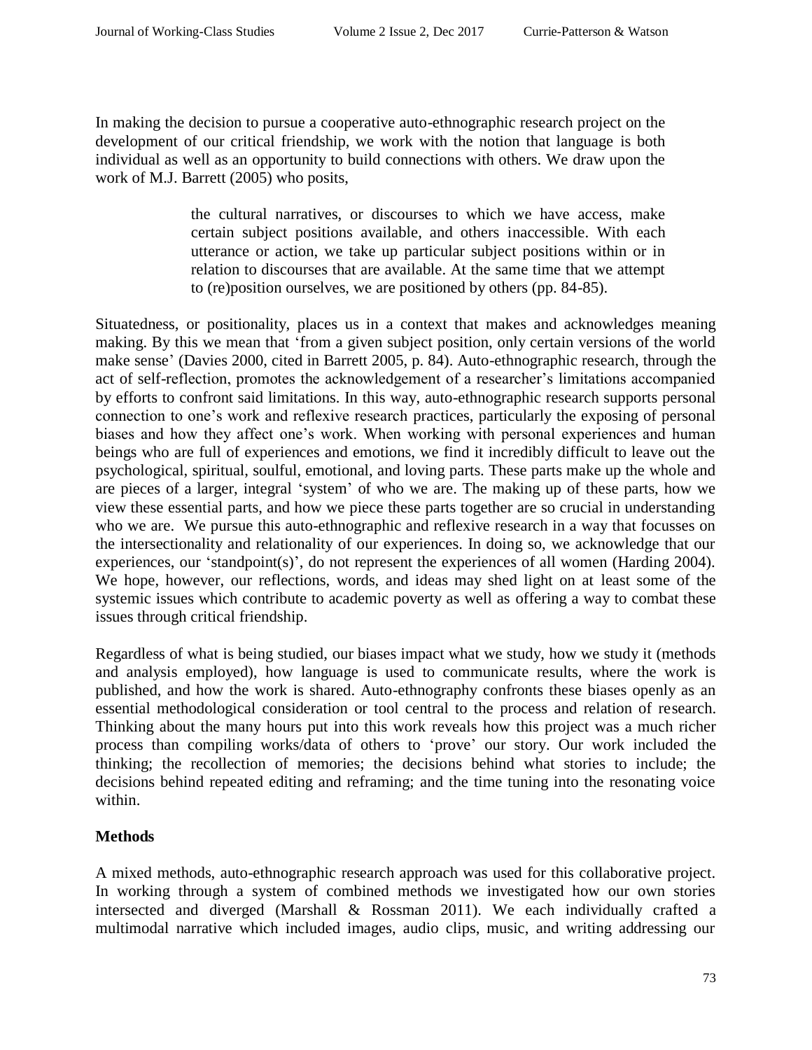In making the decision to pursue a cooperative auto-ethnographic research project on the development of our critical friendship, we work with the notion that language is both individual as well as an opportunity to build connections with others. We draw upon the work of M.J. Barrett (2005) who posits,

> the cultural narratives, or discourses to which we have access, make certain subject positions available, and others inaccessible. With each utterance or action, we take up particular subject positions within or in relation to discourses that are available. At the same time that we attempt to (re)position ourselves, we are positioned by others (pp. 84-85).

Situatedness, or positionality, places us in a context that makes and acknowledges meaning making. By this we mean that 'from a given subject position, only certain versions of the world make sense' (Davies 2000, cited in Barrett 2005, p. 84). Auto-ethnographic research, through the act of self-reflection, promotes the acknowledgement of a researcher's limitations accompanied by efforts to confront said limitations. In this way, auto-ethnographic research supports personal connection to one's work and reflexive research practices, particularly the exposing of personal biases and how they affect one's work. When working with personal experiences and human beings who are full of experiences and emotions, we find it incredibly difficult to leave out the psychological, spiritual, soulful, emotional, and loving parts. These parts make up the whole and are pieces of a larger, integral 'system' of who we are. The making up of these parts, how we view these essential parts, and how we piece these parts together are so crucial in understanding who we are. We pursue this auto-ethnographic and reflexive research in a way that focusses on the intersectionality and relationality of our experiences. In doing so, we acknowledge that our experiences, our 'standpoint(s)', do not represent the experiences of all women (Harding 2004). We hope, however, our reflections, words, and ideas may shed light on at least some of the systemic issues which contribute to academic poverty as well as offering a way to combat these issues through critical friendship.

Regardless of what is being studied, our biases impact what we study, how we study it (methods and analysis employed), how language is used to communicate results, where the work is published, and how the work is shared. Auto-ethnography confronts these biases openly as an essential methodological consideration or tool central to the process and relation of research. Thinking about the many hours put into this work reveals how this project was a much richer process than compiling works/data of others to 'prove' our story. Our work included the thinking; the recollection of memories; the decisions behind what stories to include; the decisions behind repeated editing and reframing; and the time tuning into the resonating voice within.

**Methods**

A mixed methods, auto-ethnographic research approach was used for this collaborative project. In working through a system of combined methods we investigated how our own stories intersected and diverged (Marshall & Rossman 2011). We each individually crafted a multimodal narrative which included images, audio clips, music, and writing addressing our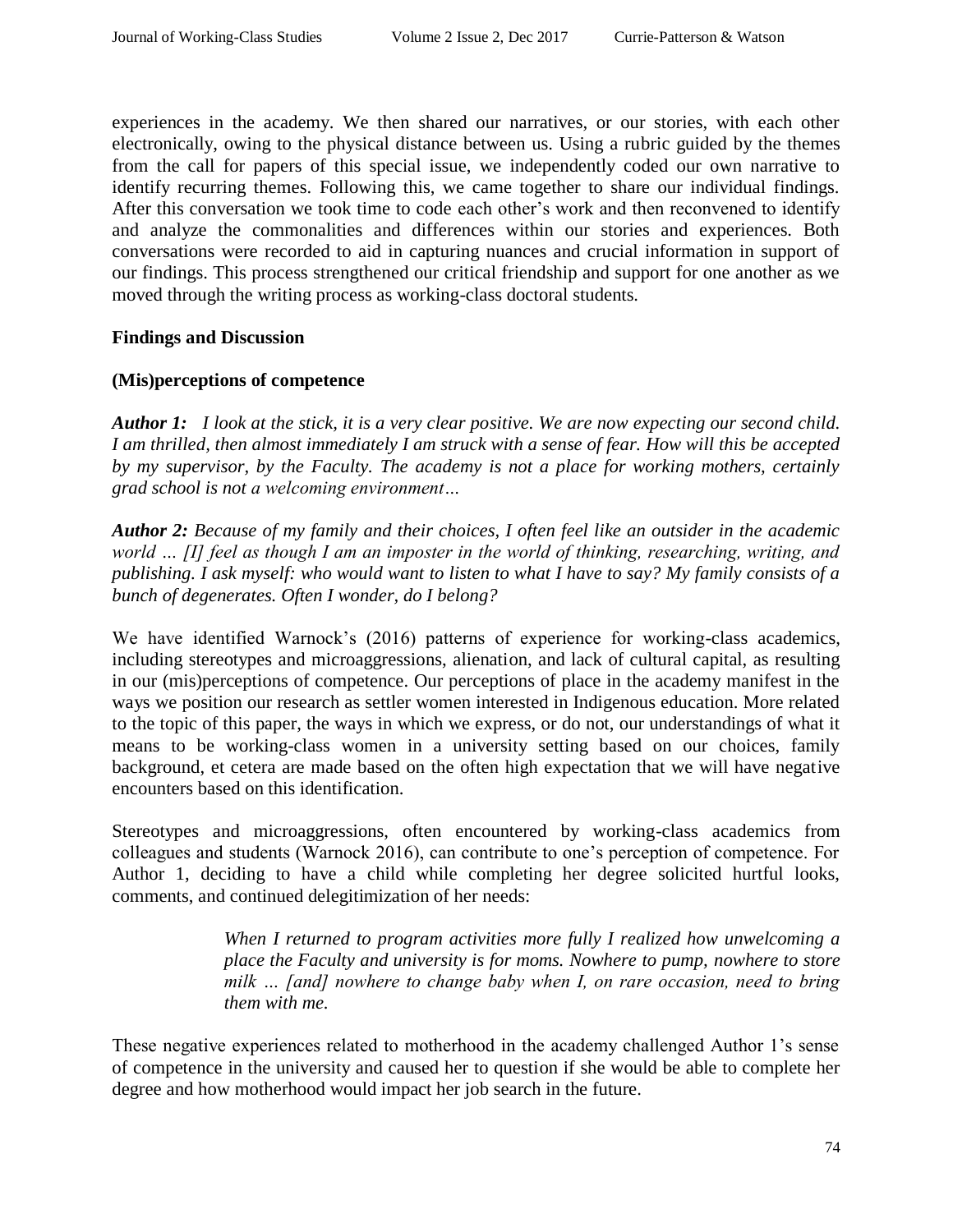experiences in the academy. We then shared our narratives, or our stories, with each other electronically, owing to the physical distance between us. Using a rubric guided by the themes from the call for papers of this special issue, we independently coded our own narrative to identify recurring themes. Following this, we came together to share our individual findings. After this conversation we took time to code each other's work and then reconvened to identify and analyze the commonalities and differences within our stories and experiences. Both conversations were recorded to aid in capturing nuances and crucial information in support of our findings. This process strengthened our critical friendship and support for one another as we moved through the writing process as working-class doctoral students.

## Findings and Discussion

### (Mis)perceptions of competence

***Author 1:*** *I look at the stick, it is a very clear positive. We are now expecting our second child. I am thrilled, then almost immediately I am struck with a sense of fear. How will this be accepted by my supervisor, by the Faculty. The academy is not a place for working mothers, certainly grad school is not a welcoming environment…*

***Author 2:*** *Because of my family and their choices, I often feel like an outsider in the academic world … [I] feel as though I am an imposter in the world of thinking, researching, writing, and publishing. I ask myself: who would want to listen to what I have to say? My family consists of a bunch of degenerates. Often I wonder, do I belong?*

We have identified Warnock's (2016) patterns of experience for working-class academics, including stereotypes and microaggressions, alienation, and lack of cultural capital, as resulting in our (mis)perceptions of competence. Our perceptions of place in the academy manifest in the ways we position our research as settler women interested in Indigenous education. More related to the topic of this paper, the ways in which we express, or do not, our understandings of what it means to be working-class women in a university setting based on our choices, family background, et cetera are made based on the often high expectation that we will have negative encounters based on this identification.

Stereotypes and microaggressions, often encountered by working-class academics from colleagues and students (Warnock 2016), can contribute to one's perception of competence. For Author 1, deciding to have a child while completing her degree solicited hurtful looks, comments, and continued delegitimization of her needs:

> *When I returned to program activities more fully I realized how unwelcoming a place the Faculty and university is for moms. Nowhere to pump, nowhere to store milk … [and] nowhere to change baby when I, on rare occasion, need to bring them with me.*

These negative experiences related to motherhood in the academy challenged Author 1's sense of competence in the university and caused her to question if she would be able to complete her degree and how motherhood would impact her job search in the future.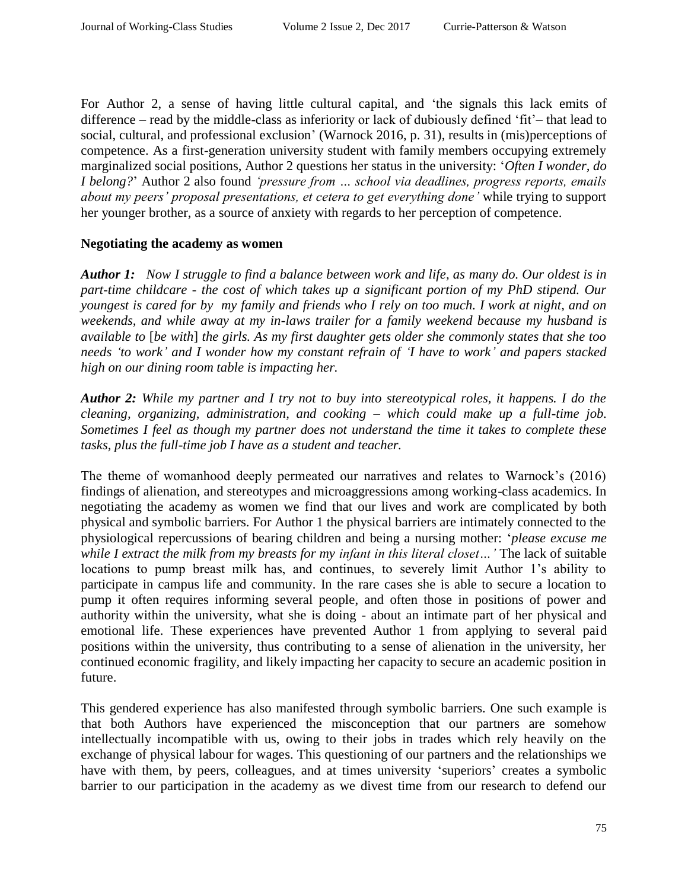For Author 2, a sense of having little cultural capital, and 'the signals this lack emits of difference – read by the middle-class as inferiority or lack of dubiously defined 'fit'– that lead to social, cultural, and professional exclusion' (Warnock 2016, p. 31), results in (mis)perceptions of competence. As a first-generation university student with family members occupying extremely marginalized social positions, Author 2 questions her status in the university: '*Often I wonder, do I belong?*' Author 2 also found *'pressure from … school via deadlines, progress reports, emails about my peers' proposal presentations, et cetera to get everything done'* while trying to support her younger brother, as a source of anxiety with regards to her perception of competence.

**Negotiating the academy as women**

***Author 1:*** *Now I struggle to find a balance between work and life, as many do. Our oldest is in part-time childcare - the cost of which takes up a significant portion of my PhD stipend. Our youngest is cared for by my family and friends who I rely on too much. I work at night, and on weekends, and while away at my in-laws trailer for a family weekend because my husband is available to* [*be with*] *the girls. As my first daughter gets older she commonly states that she too needs 'to work' and I wonder how my constant refrain of 'I have to work' and papers stacked high on our dining room table is impacting her.*

***Author 2:*** *While my partner and I try not to buy into stereotypical roles, it happens. I do the cleaning, organizing, administration, and cooking – which could make up a full-time job. Sometimes I feel as though my partner does not understand the time it takes to complete these tasks, plus the full-time job I have as a student and teacher.*

The theme of womanhood deeply permeated our narratives and relates to Warnock's (2016) findings of alienation, and stereotypes and microaggressions among working-class academics. In negotiating the academy as women we find that our lives and work are complicated by both physical and symbolic barriers. For Author 1 the physical barriers are intimately connected to the physiological repercussions of bearing children and being a nursing mother: '*please excuse me while I extract the milk from my breasts for my infant in this literal closet…'* The lack of suitable locations to pump breast milk has, and continues, to severely limit Author 1's ability to participate in campus life and community. In the rare cases she is able to secure a location to pump it often requires informing several people, and often those in positions of power and authority within the university, what she is doing - about an intimate part of her physical and emotional life. These experiences have prevented Author 1 from applying to several paid positions within the university, thus contributing to a sense of alienation in the university, her continued economic fragility, and likely impacting her capacity to secure an academic position in future.

This gendered experience has also manifested through symbolic barriers. One such example is that both Authors have experienced the misconception that our partners are somehow intellectually incompatible with us, owing to their jobs in trades which rely heavily on the exchange of physical labour for wages. This questioning of our partners and the relationships we have with them, by peers, colleagues, and at times university 'superiors' creates a symbolic barrier to our participation in the academy as we divest time from our research to defend our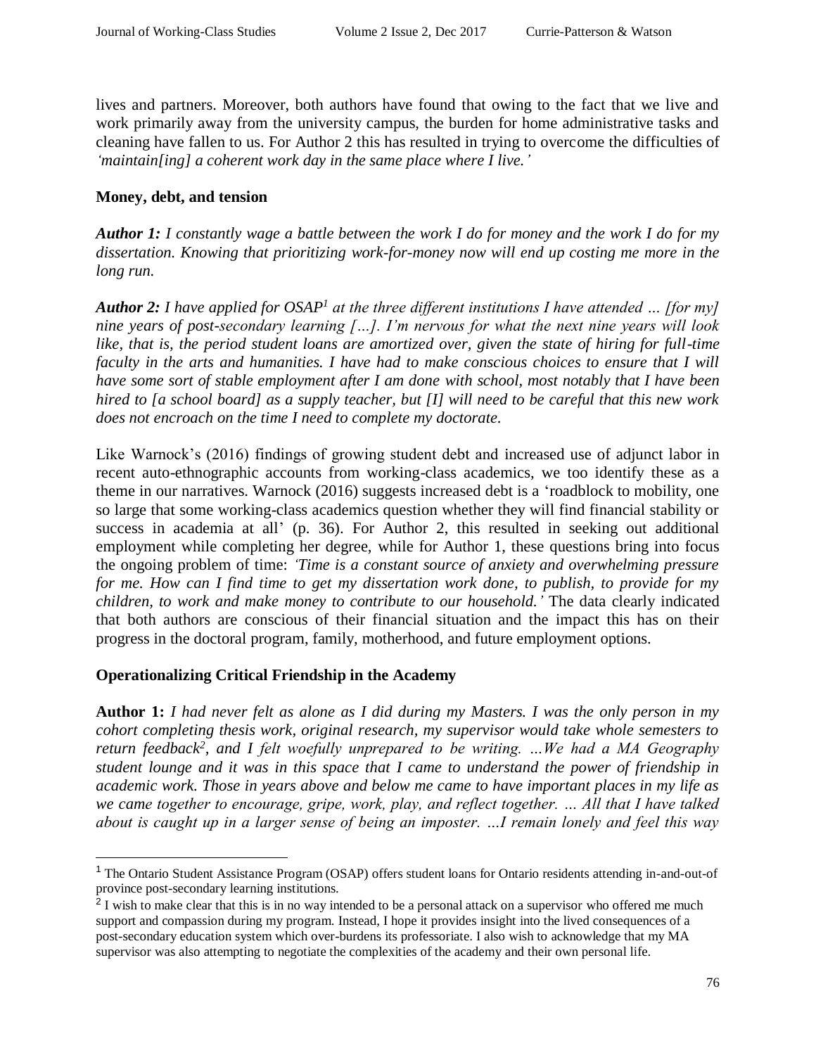lives and partners. Moreover, both authors have found that owing to the fact that we live and work primarily away from the university campus, the burden for home administrative tasks and cleaning have fallen to us. For Author 2 this has resulted in trying to overcome the difficulties of *'maintain[ing] a coherent work day in the same place where I live.'*

**Money, debt, and tension**

***Author 1:*** *I constantly wage a battle between the work I do for money and the work I do for my dissertation. Knowing that prioritizing work-for-money now will end up costing me more in the long run.*

***Author 2:*** *I have applied for OSAP[1] at the three different institutions I have attended … [for my] nine years of post-secondary learning […]. I'm nervous for what the next nine years will look like, that is, the period student loans are amortized over, given the state of hiring for full-time faculty in the arts and humanities. I have had to make conscious choices to ensure that I will have some sort of stable employment after I am done with school, most notably that I have been hired to [a school board] as a supply teacher, but [I] will need to be careful that this new work does not encroach on the time I need to complete my doctorate.*

Like Warnock's (2016) findings of growing student debt and increased use of adjunct labor in recent auto-ethnographic accounts from working-class academics, we too identify these as a theme in our narratives. Warnock (2016) suggests increased debt is a 'roadblock to mobility, one so large that some working-class academics question whether they will find financial stability or success in academia at all' (p. 36). For Author 2, this resulted in seeking out additional employment while completing her degree, while for Author 1, these questions bring into focus the ongoing problem of time: *'Time is a constant source of anxiety and overwhelming pressure for me. How can I find time to get my dissertation work done, to publish, to provide for my children, to work and make money to contribute to our household.'* The data clearly indicated that both authors are conscious of their financial situation and the impact this has on their progress in the doctoral program, family, motherhood, and future employment options.

## Operationalizing Critical Friendship in the Academy

**Author 1:** *I had never felt as alone as I did during my Masters. I was the only person in my cohort completing thesis work, original research, my supervisor would take whole semesters to return feedback[2], and I felt woefully unprepared to be writing. …We had a MA Geography student lounge and it was in this space that I came to understand the power of friendship in academic work. Those in years above and below me came to have important places in my life as we came together to encourage, gripe, work, play, and reflect together. … All that I have talked about is caught up in a larger sense of being an imposter. …I remain lonely and feel this way*

---

[1] The Ontario Student Assistance Program (OSAP) offers student loans for Ontario residents attending in-and-out-of province post-secondary learning institutions.

[2] I wish to make clear that this is in no way intended to be a personal attack on a supervisor who offered me much support and compassion during my program. Instead, I hope it provides insight into the lived consequences of a post-secondary education system which over-burdens its professoriate. I also wish to acknowledge that my MA supervisor was also attempting to negotiate the complexities of the academy and their own personal life.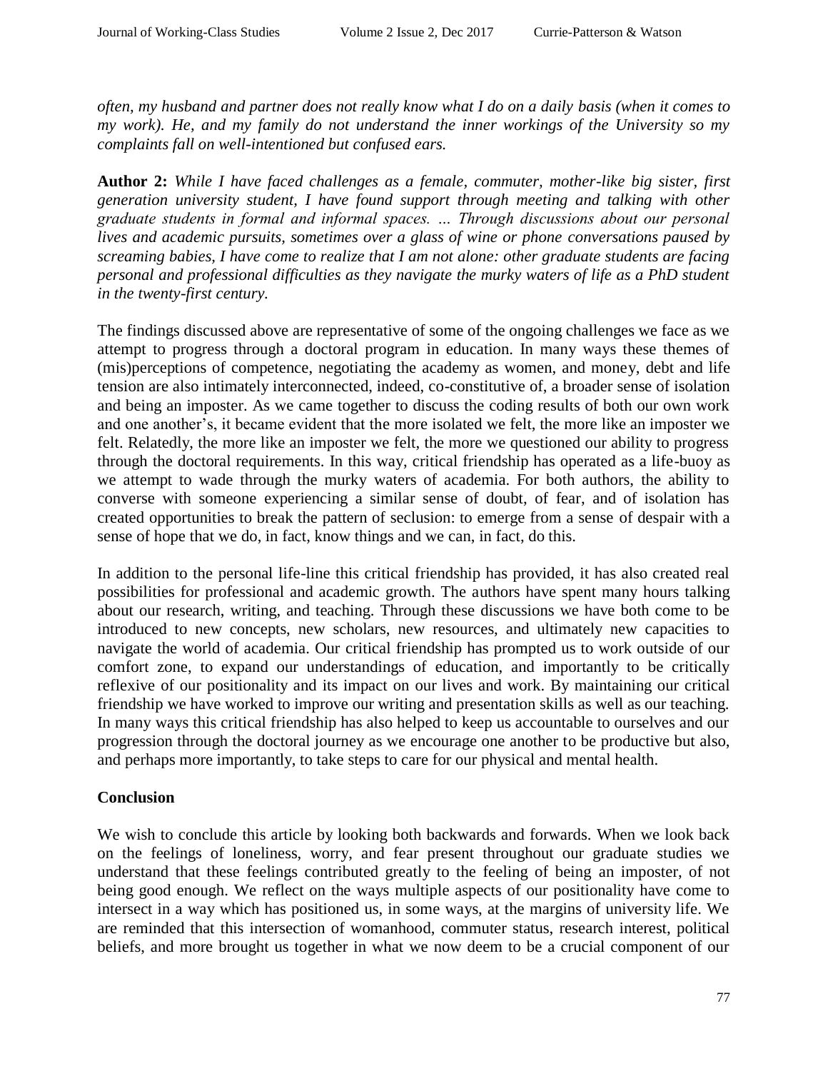*often, my husband and partner does not really know what I do on a daily basis (when it comes to my work). He, and my family do not understand the inner workings of the University so my complaints fall on well-intentioned but confused ears.*

**Author 2:** *While I have faced challenges as a female, commuter, mother-like big sister, first generation university student, I have found support through meeting and talking with other graduate students in formal and informal spaces. … Through discussions about our personal lives and academic pursuits, sometimes over a glass of wine or phone conversations paused by screaming babies, I have come to realize that I am not alone: other graduate students are facing personal and professional difficulties as they navigate the murky waters of life as a PhD student in the twenty-first century.*

The findings discussed above are representative of some of the ongoing challenges we face as we attempt to progress through a doctoral program in education. In many ways these themes of (mis)perceptions of competence, negotiating the academy as women, and money, debt and life tension are also intimately interconnected, indeed, co-constitutive of, a broader sense of isolation and being an imposter. As we came together to discuss the coding results of both our own work and one another's, it became evident that the more isolated we felt, the more like an imposter we felt. Relatedly, the more like an imposter we felt, the more we questioned our ability to progress through the doctoral requirements. In this way, critical friendship has operated as a life-buoy as we attempt to wade through the murky waters of academia. For both authors, the ability to converse with someone experiencing a similar sense of doubt, of fear, and of isolation has created opportunities to break the pattern of seclusion: to emerge from a sense of despair with a sense of hope that we do, in fact, know things and we can, in fact, do this.

In addition to the personal life-line this critical friendship has provided, it has also created real possibilities for professional and academic growth. The authors have spent many hours talking about our research, writing, and teaching. Through these discussions we have both come to be introduced to new concepts, new scholars, new resources, and ultimately new capacities to navigate the world of academia. Our critical friendship has prompted us to work outside of our comfort zone, to expand our understandings of education, and importantly to be critically reflexive of our positionality and its impact on our lives and work. By maintaining our critical friendship we have worked to improve our writing and presentation skills as well as our teaching. In many ways this critical friendship has also helped to keep us accountable to ourselves and our progression through the doctoral journey as we encourage one another to be productive but also, and perhaps more importantly, to take steps to care for our physical and mental health.

## Conclusion

We wish to conclude this article by looking both backwards and forwards. When we look back on the feelings of loneliness, worry, and fear present throughout our graduate studies we understand that these feelings contributed greatly to the feeling of being an imposter, of not being good enough. We reflect on the ways multiple aspects of our positionality have come to intersect in a way which has positioned us, in some ways, at the margins of university life. We are reminded that this intersection of womanhood, commuter status, research interest, political beliefs, and more brought us together in what we now deem to be a crucial component of our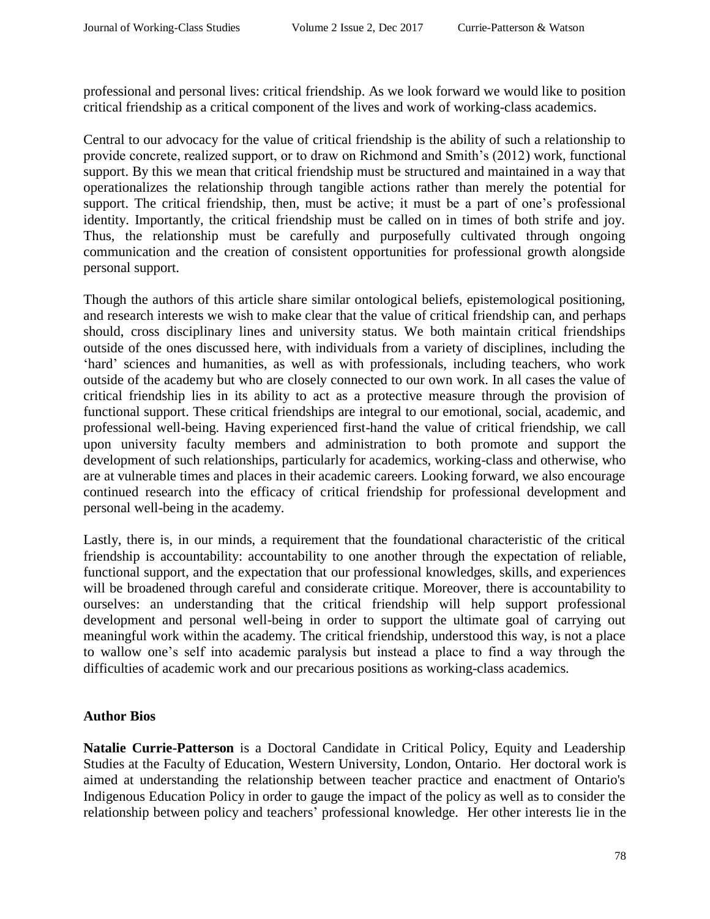professional and personal lives: critical friendship. As we look forward we would like to position critical friendship as a critical component of the lives and work of working-class academics.

Central to our advocacy for the value of critical friendship is the ability of such a relationship to provide concrete, realized support, or to draw on Richmond and Smith's (2012) work, functional support. By this we mean that critical friendship must be structured and maintained in a way that operationalizes the relationship through tangible actions rather than merely the potential for support. The critical friendship, then, must be active; it must be a part of one's professional identity. Importantly, the critical friendship must be called on in times of both strife and joy. Thus, the relationship must be carefully and purposefully cultivated through ongoing communication and the creation of consistent opportunities for professional growth alongside personal support.

Though the authors of this article share similar ontological beliefs, epistemological positioning, and research interests we wish to make clear that the value of critical friendship can, and perhaps should, cross disciplinary lines and university status. We both maintain critical friendships outside of the ones discussed here, with individuals from a variety of disciplines, including the 'hard' sciences and humanities, as well as with professionals, including teachers, who work outside of the academy but who are closely connected to our own work. In all cases the value of critical friendship lies in its ability to act as a protective measure through the provision of functional support. These critical friendships are integral to our emotional, social, academic, and professional well-being. Having experienced first-hand the value of critical friendship, we call upon university faculty members and administration to both promote and support the development of such relationships, particularly for academics, working-class and otherwise, who are at vulnerable times and places in their academic careers. Looking forward, we also encourage continued research into the efficacy of critical friendship for professional development and personal well-being in the academy.

Lastly, there is, in our minds, a requirement that the foundational characteristic of the critical friendship is accountability: accountability to one another through the expectation of reliable, functional support, and the expectation that our professional knowledges, skills, and experiences will be broadened through careful and considerate critique. Moreover, there is accountability to ourselves: an understanding that the critical friendship will help support professional development and personal well-being in order to support the ultimate goal of carrying out meaningful work within the academy. The critical friendship, understood this way, is not a place to wallow one's self into academic paralysis but instead a place to find a way through the difficulties of academic work and our precarious positions as working-class academics.

## Author Bios

**Natalie Currie-Patterson** is a Doctoral Candidate in Critical Policy, Equity and Leadership Studies at the Faculty of Education, Western University, London, Ontario. Her doctoral work is aimed at understanding the relationship between teacher practice and enactment of Ontario's Indigenous Education Policy in order to gauge the impact of the policy as well as to consider the relationship between policy and teachers' professional knowledge. Her other interests lie in the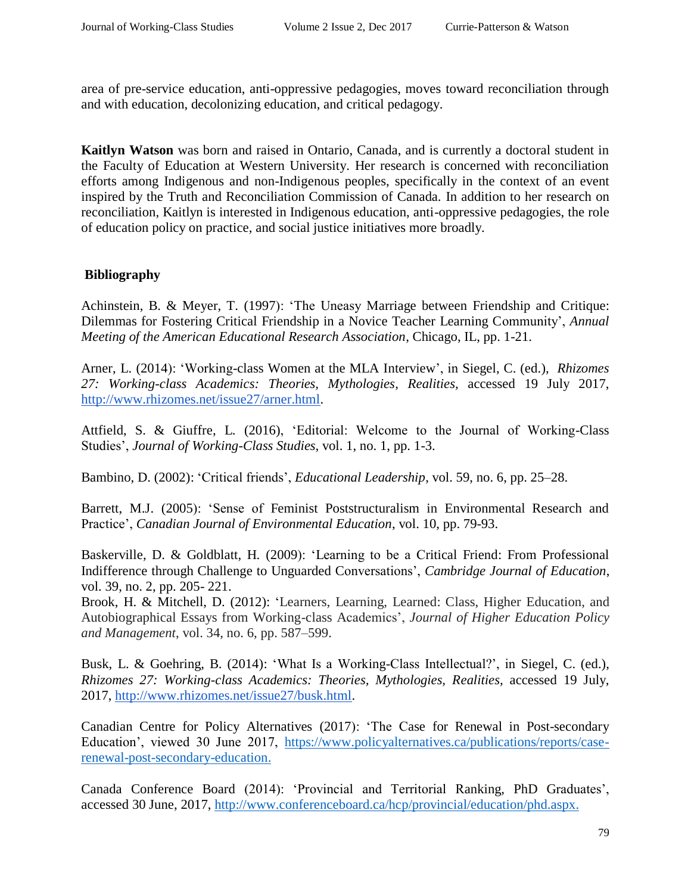area of pre-service education, anti-oppressive pedagogies, moves toward reconciliation through and with education, decolonizing education, and critical pedagogy.

**Kaitlyn Watson** was born and raised in Ontario, Canada, and is currently a doctoral student in the Faculty of Education at Western University. Her research is concerned with reconciliation efforts among Indigenous and non-Indigenous peoples, specifically in the context of an event inspired by the Truth and Reconciliation Commission of Canada. In addition to her research on reconciliation, Kaitlyn is interested in Indigenous education, anti-oppressive pedagogies, the role of education policy on practice, and social justice initiatives more broadly.

## Bibliography

Achinstein, B. & Meyer, T. (1997): 'The Uneasy Marriage between Friendship and Critique: Dilemmas for Fostering Critical Friendship in a Novice Teacher Learning Community', *Annual Meeting of the American Educational Research Association*, Chicago, IL, pp. 1-21.

Arner, L. (2014): 'Working-class Women at the MLA Interview', in Siegel, C. (ed.), *Rhizomes 27: Working-class Academics: Theories, Mythologies, Realities*, accessed 19 July 2017, http://www.rhizomes.net/issue27/arner.html.

Attfield, S. & Giuffre, L. (2016), 'Editorial: Welcome to the Journal of Working-Class Studies', *Journal of Working-Class Studies*, vol. 1, no. 1, pp. 1-3.

Bambino, D. (2002): 'Critical friends', *Educational Leadership*, vol. 59, no. 6, pp. 25–28.

Barrett, M.J. (2005): 'Sense of Feminist Poststructuralism in Environmental Research and Practice', *Canadian Journal of Environmental Education*, vol. 10, pp. 79-93.

Baskerville, D. & Goldblatt, H. (2009): 'Learning to be a Critical Friend: From Professional Indifference through Challenge to Unguarded Conversations', *Cambridge Journal of Education*, vol. 39, no. 2, pp. 205- 221.

Brook, H. & Mitchell, D. (2012): 'Learners, Learning, Learned: Class, Higher Education, and Autobiographical Essays from Working-class Academics', *Journal of Higher Education Policy and Management*, vol. 34, no. 6, pp. 587–599.

Busk, L. & Goehring, B. (2014): 'What Is a Working-Class Intellectual?', in Siegel, C. (ed.), *Rhizomes 27: Working-class Academics: Theories, Mythologies, Realities*, accessed 19 July, 2017, http://www.rhizomes.net/issue27/busk.html.

Canadian Centre for Policy Alternatives (2017): 'The Case for Renewal in Post-secondary Education', viewed 30 June 2017, https://www.policyalternatives.ca/publications/reports/case-renewal-post-secondary-education.

Canada Conference Board (2014): 'Provincial and Territorial Ranking, PhD Graduates', accessed 30 June, 2017, http://www.conferenceboard.ca/hcp/provincial/education/phd.aspx.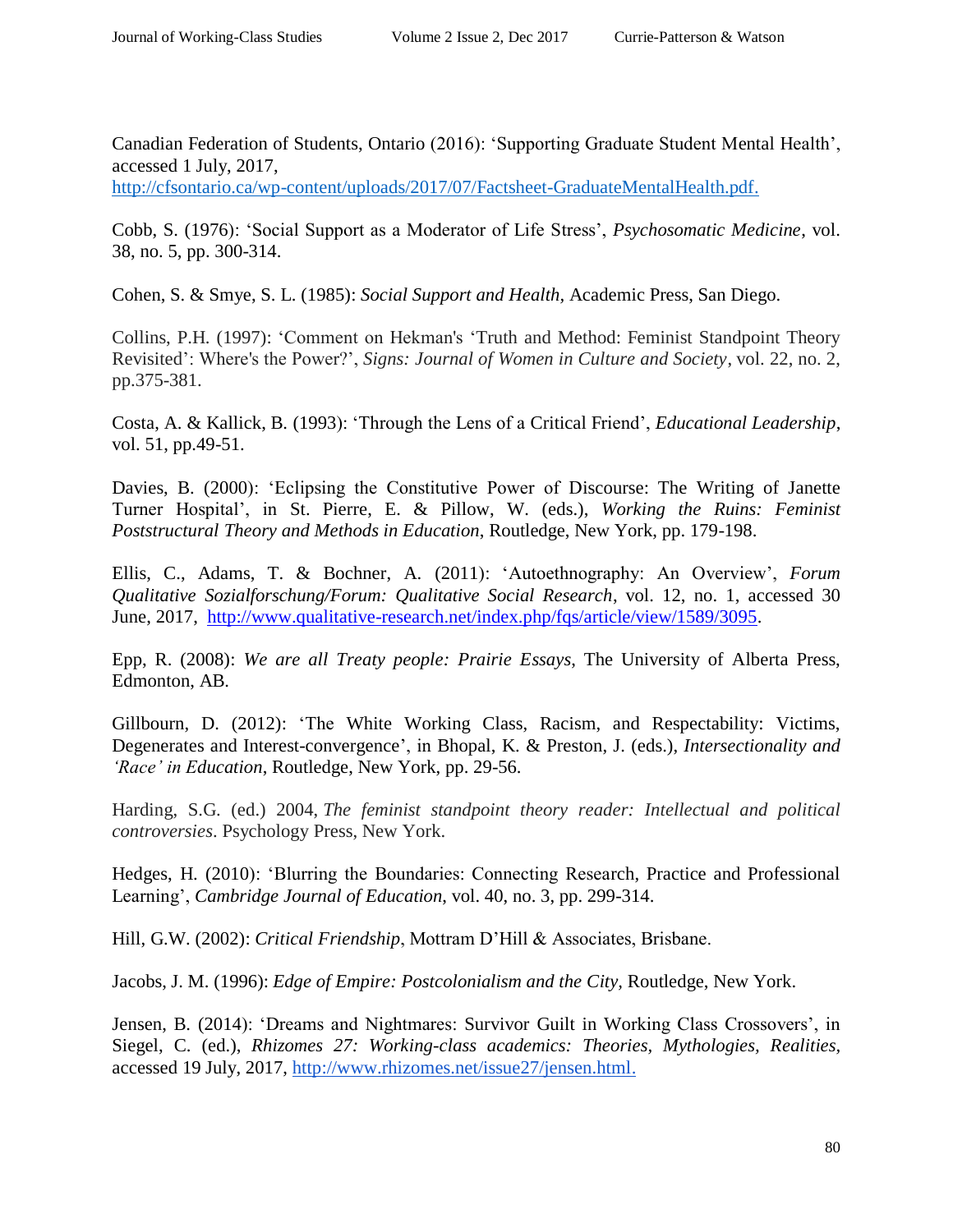Canadian Federation of Students, Ontario (2016): 'Supporting Graduate Student Mental Health', accessed 1 July, 2017, http://cfsontario.ca/wp-content/uploads/2017/07/Factsheet-GraduateMentalHealth.pdf.

Cobb, S. (1976): 'Social Support as a Moderator of Life Stress', *Psychosomatic Medicine*, vol. 38, no. 5, pp. 300-314.

Cohen, S. & Smye, S. L. (1985): *Social Support and Health*, Academic Press, San Diego.

Collins, P.H. (1997): 'Comment on Hekman's 'Truth and Method: Feminist Standpoint Theory Revisited': Where's the Power?', *Signs: Journal of Women in Culture and Society*, vol. 22, no. 2, pp.375-381.

Costa, A. & Kallick, B. (1993): 'Through the Lens of a Critical Friend', *Educational Leadership*, vol. 51, pp.49-51.

Davies, B. (2000): 'Eclipsing the Constitutive Power of Discourse: The Writing of Janette Turner Hospital', in St. Pierre, E. & Pillow, W. (eds.), *Working the Ruins: Feminist Poststructural Theory and Methods in Education*, Routledge, New York, pp. 179-198.

Ellis, C., Adams, T. & Bochner, A. (2011): 'Autoethnography: An Overview', *Forum Qualitative Sozialforschung/Forum: Qualitative Social Research*, vol. 12, no. 1, accessed 30 June, 2017, http://www.qualitative-research.net/index.php/fqs/article/view/1589/3095.

Epp, R. (2008): *We are all Treaty people: Prairie Essays*, The University of Alberta Press, Edmonton, AB.

Gillbourn, D. (2012): 'The White Working Class, Racism, and Respectability: Victims, Degenerates and Interest-convergence', in Bhopal, K. & Preston, J. (eds.), *Intersectionality and 'Race' in Education*, Routledge, New York, pp. 29-56.

Harding, S.G. (ed.) 2004, *The feminist standpoint theory reader: Intellectual and political controversies*. Psychology Press, New York.

Hedges, H. (2010): 'Blurring the Boundaries: Connecting Research, Practice and Professional Learning', *Cambridge Journal of Education*, vol. 40, no. 3, pp. 299-314.

Hill, G.W. (2002): *Critical Friendship*, Mottram D'Hill & Associates, Brisbane.

Jacobs, J. M. (1996): *Edge of Empire: Postcolonialism and the City*, Routledge, New York.

Jensen, B. (2014): 'Dreams and Nightmares: Survivor Guilt in Working Class Crossovers', in Siegel, C. (ed.), *Rhizomes 27: Working-class academics: Theories, Mythologies, Realities*, accessed 19 July, 2017, http://www.rhizomes.net/issue27/jensen.html.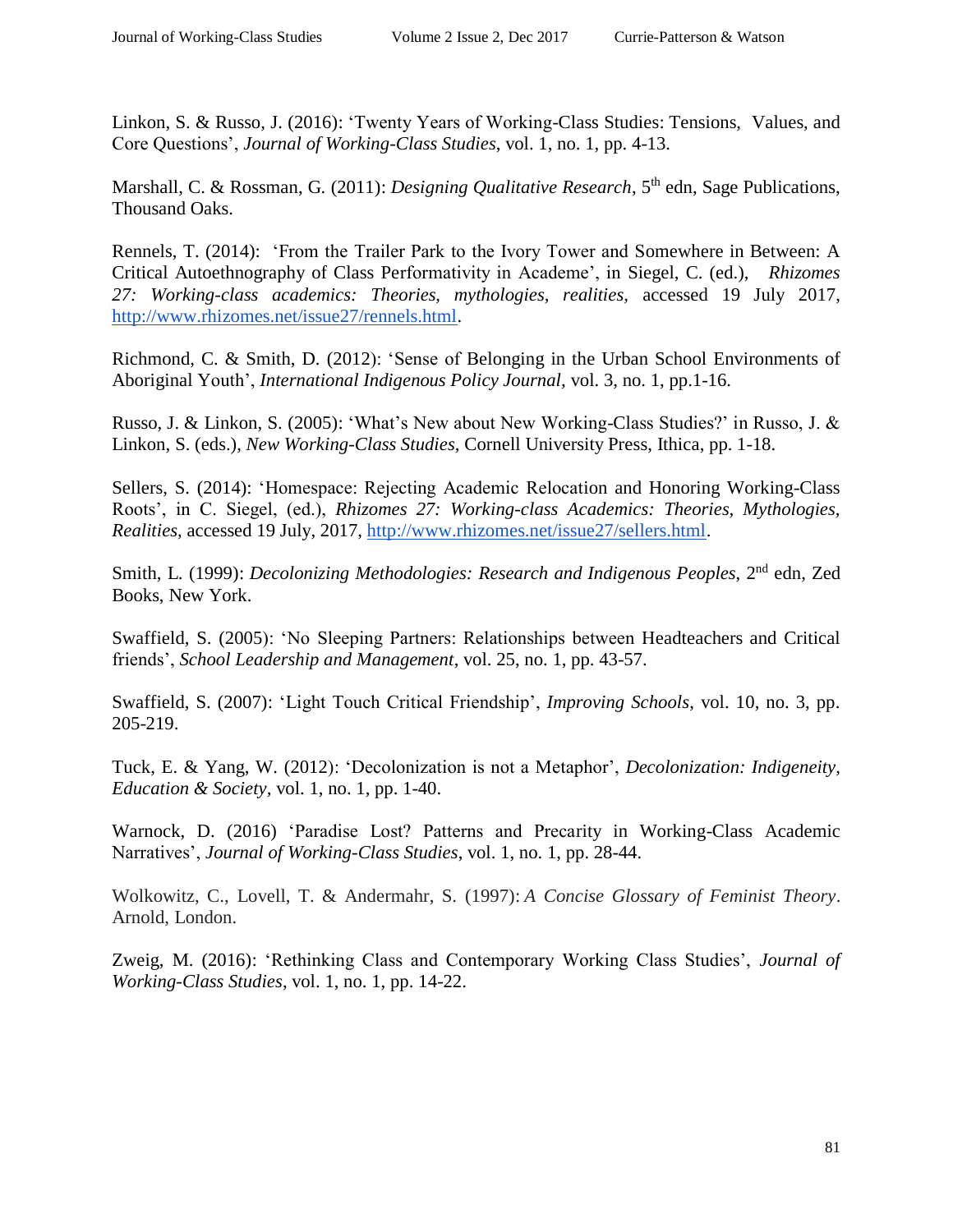Linkon, S. & Russo, J. (2016): 'Twenty Years of Working-Class Studies: Tensions, Values, and Core Questions', *Journal of Working-Class Studies*, vol. 1, no. 1, pp. 4-13.

Marshall, C. & Rossman, G. (2011): *Designing Qualitative Research*, 5th edn, Sage Publications, Thousand Oaks.

Rennels, T. (2014): 'From the Trailer Park to the Ivory Tower and Somewhere in Between: A Critical Autoethnography of Class Performativity in Academe', in Siegel, C. (ed.), *Rhizomes 27: Working-class academics: Theories, mythologies, realities*, accessed 19 July 2017, http://www.rhizomes.net/issue27/rennels.html.

Richmond, C. & Smith, D. (2012): 'Sense of Belonging in the Urban School Environments of Aboriginal Youth', *International Indigenous Policy Journal*, vol. 3, no. 1, pp.1-16.

Russo, J. & Linkon, S. (2005): 'What's New about New Working-Class Studies?' in Russo, J. & Linkon, S. (eds.), *New Working-Class Studies*, Cornell University Press, Ithica, pp. 1-18.

Sellers, S. (2014): 'Homespace: Rejecting Academic Relocation and Honoring Working-Class Roots', in C. Siegel, (ed.), *Rhizomes 27: Working-class Academics: Theories, Mythologies, Realities*, accessed 19 July, 2017, http://www.rhizomes.net/issue27/sellers.html.

Smith, L. (1999): *Decolonizing Methodologies: Research and Indigenous Peoples*, 2nd edn, Zed Books, New York.

Swaffield, S. (2005): 'No Sleeping Partners: Relationships between Headteachers and Critical friends', *School Leadership and Management*, vol. 25, no. 1, pp. 43-57.

Swaffield, S. (2007): 'Light Touch Critical Friendship', *Improving Schools*, vol. 10, no. 3, pp. 205-219.

Tuck, E. & Yang, W. (2012): 'Decolonization is not a Metaphor', *Decolonization: Indigeneity, Education & Society*, vol. 1, no. 1, pp. 1-40.

Warnock, D. (2016) 'Paradise Lost? Patterns and Precarity in Working-Class Academic Narratives', *Journal of Working-Class Studies*, vol. 1, no. 1, pp. 28-44.

Wolkowitz, C., Lovell, T. & Andermahr, S. (1997): *A Concise Glossary of Feminist Theory*. Arnold, London.

Zweig, M. (2016): 'Rethinking Class and Contemporary Working Class Studies', *Journal of Working-Class Studies*, vol. 1, no. 1, pp. 14-22.